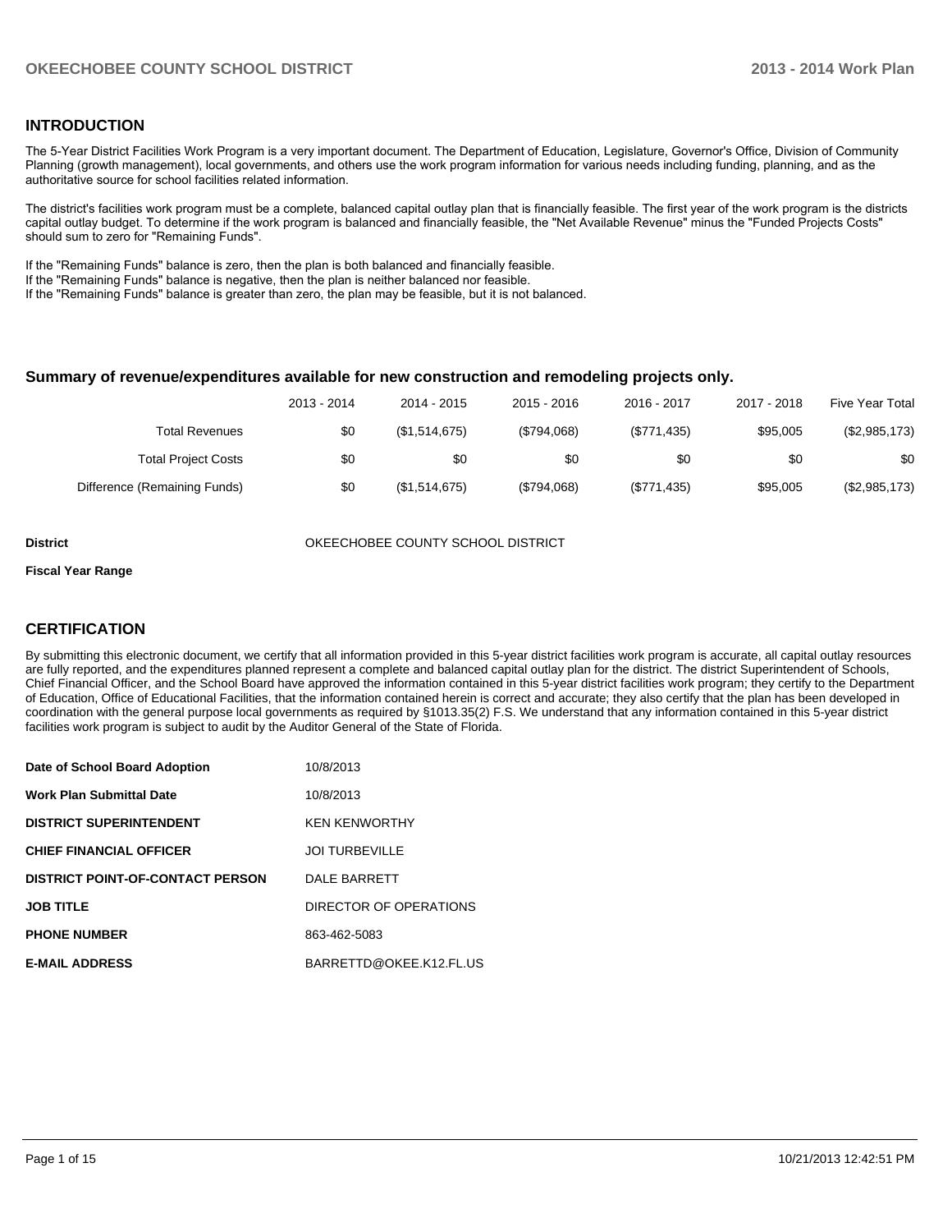## INTRODUCTION

The 5-Year District Facilities Work Program is a very important document. The Department of Education, Legislature, Governor's Office, Division of Community Planning (growth management), local governments, and others use the work program information for various needs including funding, planning, and as the authoritative source for school facilities related information.

The district's facilities work program must be a complete, balanced capital outlay plan that is financially feasible. The first year of the work program is the districts capital outlay budget. To determine if the work program is balanced and financially feasible, the "Net Available Revenue" minus the "Funded Projects Costs" should sum to zero for "Remaining Funds".

If the "Remaining Funds" balance is zero, then the plan is both balanced and financially feasible.
If the "Remaining Funds" balance is negative, then the plan is neither balanced nor feasible.
If the "Remaining Funds" balance is greater than zero, the plan may be feasible, but it is not balanced.

### Summary of revenue/expenditures available for new construction and remodeling projects only.

| | 2013 - 2014 | 2014 - 2015 | 2015 - 2016 | 2016 - 2017 | 2017 - 2018 | Five Year Total |
|---|---|---|---|---|---|---|
| Total Revenues | $0 | ($1,514,675) | ($794,068) | ($771,435) | $95,005 | ($2,985,173) |
| Total Project Costs | $0 | $0 | $0 | $0 | $0 | $0 |
| Difference (Remaining Funds) | $0 | ($1,514,675) | ($794,068) | ($771,435) | $95,005 | ($2,985,173) |

**District** OKEECHOBEE COUNTY SCHOOL DISTRICT

**Fiscal Year Range**

## CERTIFICATION

By submitting this electronic document, we certify that all information provided in this 5-year district facilities work program is accurate, all capital outlay resources are fully reported, and the expenditures planned represent a complete and balanced capital outlay plan for the district. The district Superintendent of Schools, Chief Financial Officer, and the School Board have approved the information contained in this 5-year district facilities work program; they certify to the Department of Education, Office of Educational Facilities, that the information contained herein is correct and accurate; they also certify that the plan has been developed in coordination with the general purpose local governments as required by §1013.35(2) F.S. We understand that any information contained in this 5-year district facilities work program is subject to audit by the Auditor General of the State of Florida.

| | |
|---|---|
| **Date of School Board Adoption** | 10/8/2013 |
| **Work Plan Submittal Date** | 10/8/2013 |
| **DISTRICT SUPERINTENDENT** | KEN KENWORTHY |
| **CHIEF FINANCIAL OFFICER** | JOI TURBEVILLE |
| **DISTRICT POINT-OF-CONTACT PERSON** | DALE BARRETT |
| **JOB TITLE** | DIRECTOR OF OPERATIONS |
| **PHONE NUMBER** | 863-462-5083 |
| **E-MAIL ADDRESS** | BARRETTD@OKEE.K12.FL.US |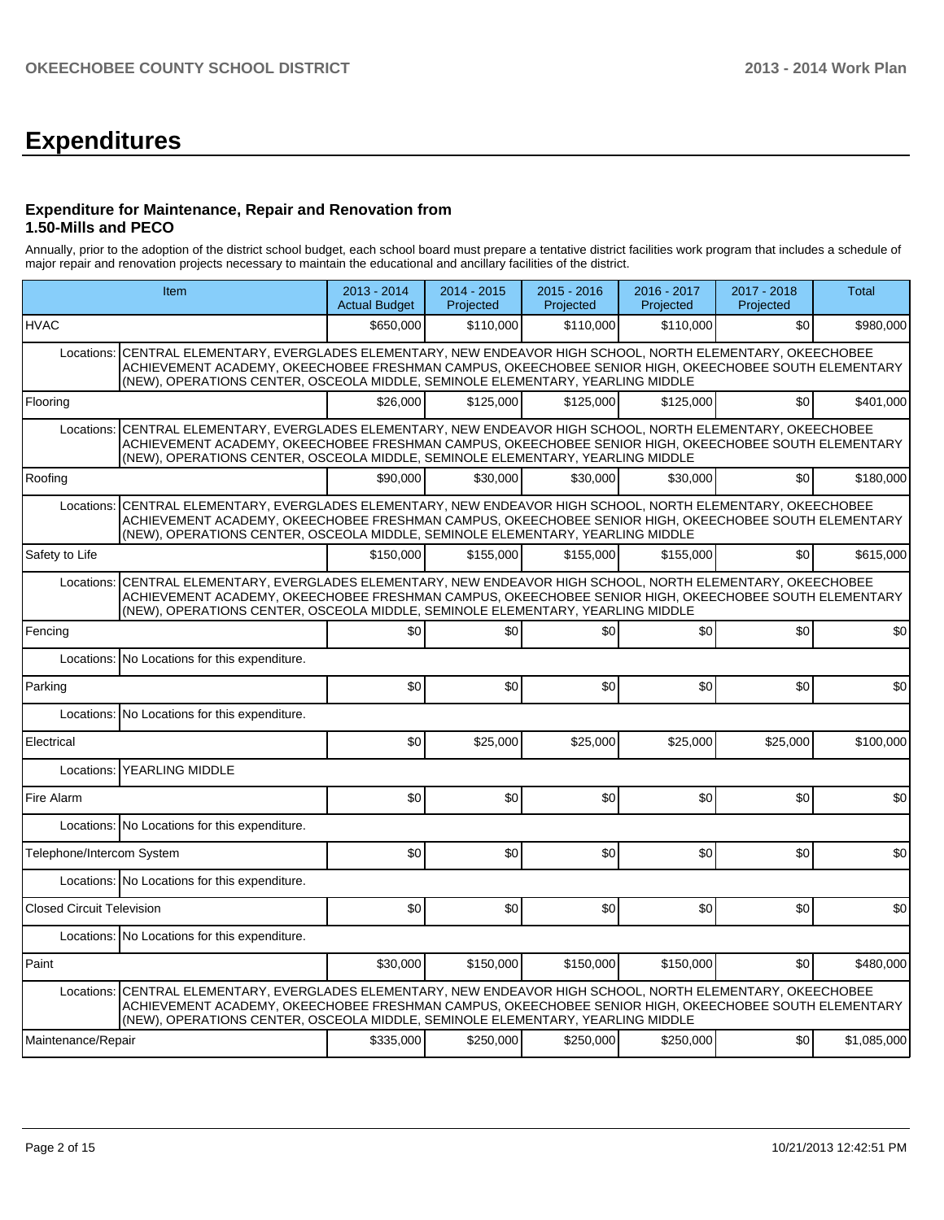# Expenditures

### Expenditure for Maintenance, Repair and Renovation from 1.50-Mills and PECO

Annually, prior to the adoption of the district school budget, each school board must prepare a tentative district facilities work program that includes a schedule of major repair and renovation projects necessary to maintain the educational and ancillary facilities of the district.

| Item | | 2013 - 2014 Actual Budget | 2014 - 2015 Projected | 2015 - 2016 Projected | 2016 - 2017 Projected | 2017 - 2018 Projected | Total |
|---|---|---|---|---|---|---|---|
| HVAC | | $650,000 | $110,000 | $110,000 | $110,000 | $0 | $980,000 |
| Locations: | CENTRAL ELEMENTARY, EVERGLADES ELEMENTARY, NEW ENDEAVOR HIGH SCHOOL, NORTH ELEMENTARY, OKEECHOBEE ACHIEVEMENT ACADEMY, OKEECHOBEE FRESHMAN CAMPUS, OKEECHOBEE SENIOR HIGH, OKEECHOBEE SOUTH ELEMENTARY (NEW), OPERATIONS CENTER, OSCEOLA MIDDLE, SEMINOLE ELEMENTARY, YEARLING MIDDLE | | | | | | |
| Flooring | | $26,000 | $125,000 | $125,000 | $125,000 | $0 | $401,000 |
| Locations: | CENTRAL ELEMENTARY, EVERGLADES ELEMENTARY, NEW ENDEAVOR HIGH SCHOOL, NORTH ELEMENTARY, OKEECHOBEE ACHIEVEMENT ACADEMY, OKEECHOBEE FRESHMAN CAMPUS, OKEECHOBEE SENIOR HIGH, OKEECHOBEE SOUTH ELEMENTARY (NEW), OPERATIONS CENTER, OSCEOLA MIDDLE, SEMINOLE ELEMENTARY, YEARLING MIDDLE | | | | | | |
| Roofing | | $90,000 | $30,000 | $30,000 | $30,000 | $0 | $180,000 |
| Locations: | CENTRAL ELEMENTARY, EVERGLADES ELEMENTARY, NEW ENDEAVOR HIGH SCHOOL, NORTH ELEMENTARY, OKEECHOBEE ACHIEVEMENT ACADEMY, OKEECHOBEE FRESHMAN CAMPUS, OKEECHOBEE SENIOR HIGH, OKEECHOBEE SOUTH ELEMENTARY (NEW), OPERATIONS CENTER, OSCEOLA MIDDLE, SEMINOLE ELEMENTARY, YEARLING MIDDLE | | | | | | |
| Safety to Life | | $150,000 | $155,000 | $155,000 | $155,000 | $0 | $615,000 |
| Locations: | CENTRAL ELEMENTARY, EVERGLADES ELEMENTARY, NEW ENDEAVOR HIGH SCHOOL, NORTH ELEMENTARY, OKEECHOBEE ACHIEVEMENT ACADEMY, OKEECHOBEE FRESHMAN CAMPUS, OKEECHOBEE SENIOR HIGH, OKEECHOBEE SOUTH ELEMENTARY (NEW), OPERATIONS CENTER, OSCEOLA MIDDLE, SEMINOLE ELEMENTARY, YEARLING MIDDLE | | | | | | |
| Fencing | | $0 | $0 | $0 | $0 | $0 | $0 |
| Locations: | No Locations for this expenditure. | | | | | | |
| Parking | | $0 | $0 | $0 | $0 | $0 | $0 |
| Locations: | No Locations for this expenditure. | | | | | | |
| Electrical | | $0 | $25,000 | $25,000 | $25,000 | $25,000 | $100,000 |
| Locations: | YEARLING MIDDLE | | | | | | |
| Fire Alarm | | $0 | $0 | $0 | $0 | $0 | $0 |
| Locations: | No Locations for this expenditure. | | | | | | |
| Telephone/Intercom System | | $0 | $0 | $0 | $0 | $0 | $0 |
| Locations: | No Locations for this expenditure. | | | | | | |
| Closed Circuit Television | | $0 | $0 | $0 | $0 | $0 | $0 |
| Locations: | No Locations for this expenditure. | | | | | | |
| Paint | | $30,000 | $150,000 | $150,000 | $150,000 | $0 | $480,000 |
| Locations: | CENTRAL ELEMENTARY, EVERGLADES ELEMENTARY, NEW ENDEAVOR HIGH SCHOOL, NORTH ELEMENTARY, OKEECHOBEE ACHIEVEMENT ACADEMY, OKEECHOBEE FRESHMAN CAMPUS, OKEECHOBEE SENIOR HIGH, OKEECHOBEE SOUTH ELEMENTARY (NEW), OPERATIONS CENTER, OSCEOLA MIDDLE, SEMINOLE ELEMENTARY, YEARLING MIDDLE | | | | | | |
| Maintenance/Repair | | $335,000 | $250,000 | $250,000 | $250,000 | $0 | $1,085,000 |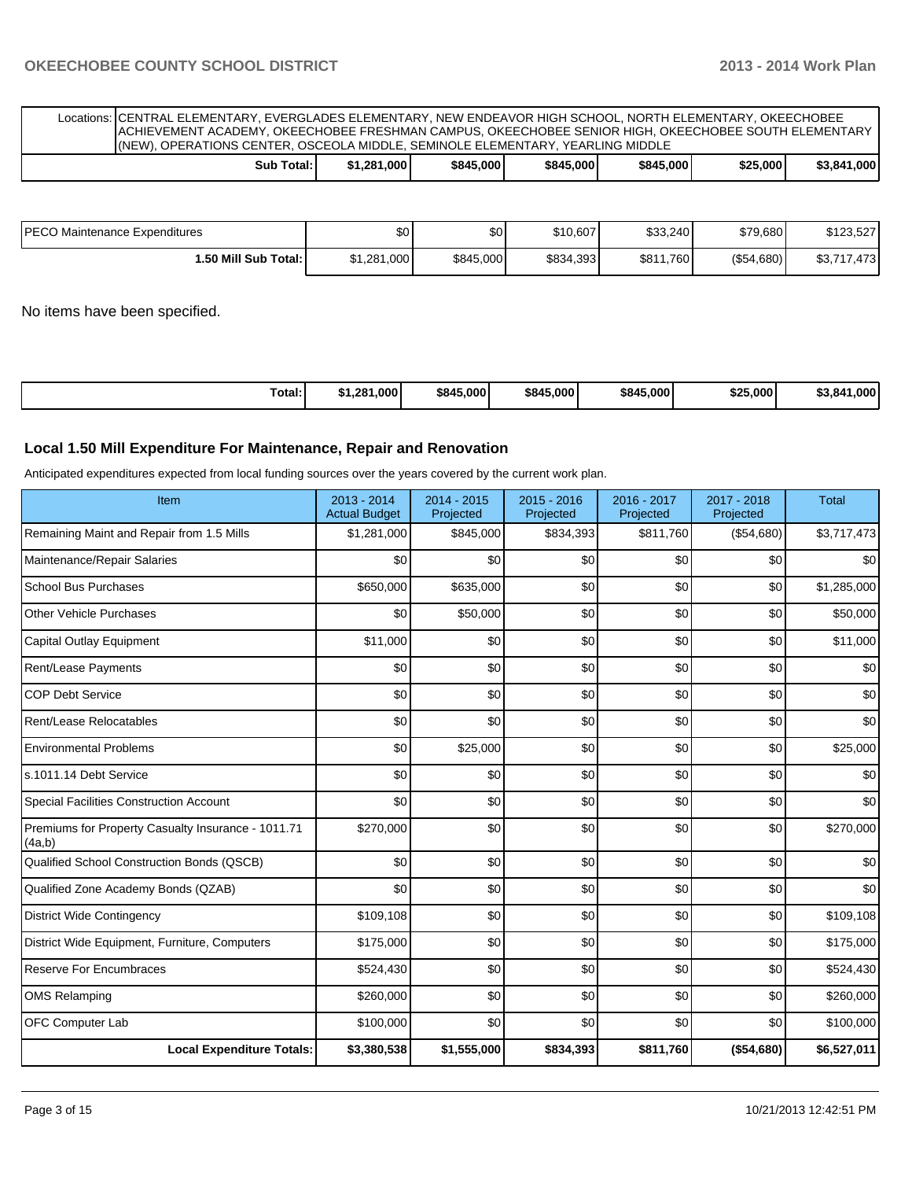| | | | | | | |
|---|---|---|---|---|---|---|
| Locations: | CENTRAL ELEMENTARY, EVERGLADES ELEMENTARY, NEW ENDEAVOR HIGH SCHOOL, NORTH ELEMENTARY, OKEECHOBEE ACHIEVEMENT ACADEMY, OKEECHOBEE FRESHMAN CAMPUS, OKEECHOBEE SENIOR HIGH, OKEECHOBEE SOUTH ELEMENTARY (NEW), OPERATIONS CENTER, OSCEOLA MIDDLE, SEMINOLE ELEMENTARY, YEARLING MIDDLE | | | | | |
| **Sub Total:** | **$1,281,000** | **$845,000** | **$845,000** | **$845,000** | **$25,000** | **$3,841,000** |

| | | | | | | |
|---|---|---|---|---|---|---|
| PECO Maintenance Expenditures | $0 | $0 | $10,607 | $33,240 | $79,680 | $123,527 |
| **1.50 Mill Sub Total:** | $1,281,000 | $845,000 | $834,393 | $811,760 | ($54,680) | $3,717,473 |

No items have been specified.

| | | | | | | |
|---|---|---|---|---|---|---|
| **Total:** | **$1,281,000** | **$845,000** | **$845,000** | **$845,000** | **$25,000** | **$3,841,000** |

### Local 1.50 Mill Expenditure For Maintenance, Repair and Renovation

Anticipated expenditures expected from local funding sources over the years covered by the current work plan.

| Item | 2013 - 2014 Actual Budget | 2014 - 2015 Projected | 2015 - 2016 Projected | 2016 - 2017 Projected | 2017 - 2018 Projected | Total |
|---|---|---|---|---|---|---|
| Remaining Maint and Repair from 1.5 Mills | $1,281,000 | $845,000 | $834,393 | $811,760 | ($54,680) | $3,717,473 |
| Maintenance/Repair Salaries | $0 | $0 | $0 | $0 | $0 | $0 |
| School Bus Purchases | $650,000 | $635,000 | $0 | $0 | $0 | $1,285,000 |
| Other Vehicle Purchases | $0 | $50,000 | $0 | $0 | $0 | $50,000 |
| Capital Outlay Equipment | $11,000 | $0 | $0 | $0 | $0 | $11,000 |
| Rent/Lease Payments | $0 | $0 | $0 | $0 | $0 | $0 |
| COP Debt Service | $0 | $0 | $0 | $0 | $0 | $0 |
| Rent/Lease Relocatables | $0 | $0 | $0 | $0 | $0 | $0 |
| Environmental Problems | $0 | $25,000 | $0 | $0 | $0 | $25,000 |
| s.1011.14 Debt Service | $0 | $0 | $0 | $0 | $0 | $0 |
| Special Facilities Construction Account | $0 | $0 | $0 | $0 | $0 | $0 |
| Premiums for Property Casualty Insurance - 1011.71 (4a,b) | $270,000 | $0 | $0 | $0 | $0 | $270,000 |
| Qualified School Construction Bonds (QSCB) | $0 | $0 | $0 | $0 | $0 | $0 |
| Qualified Zone Academy Bonds (QZAB) | $0 | $0 | $0 | $0 | $0 | $0 |
| District Wide Contingency | $109,108 | $0 | $0 | $0 | $0 | $109,108 |
| District Wide Equipment, Furniture, Computers | $175,000 | $0 | $0 | $0 | $0 | $175,000 |
| Reserve For Encumbraces | $524,430 | $0 | $0 | $0 | $0 | $524,430 |
| OMS Relamping | $260,000 | $0 | $0 | $0 | $0 | $260,000 |
| OFC Computer Lab | $100,000 | $0 | $0 | $0 | $0 | $100,000 |
| **Local Expenditure Totals:** | **$3,380,538** | **$1,555,000** | **$834,393** | **$811,760** | **($54,680)** | **$6,527,011** |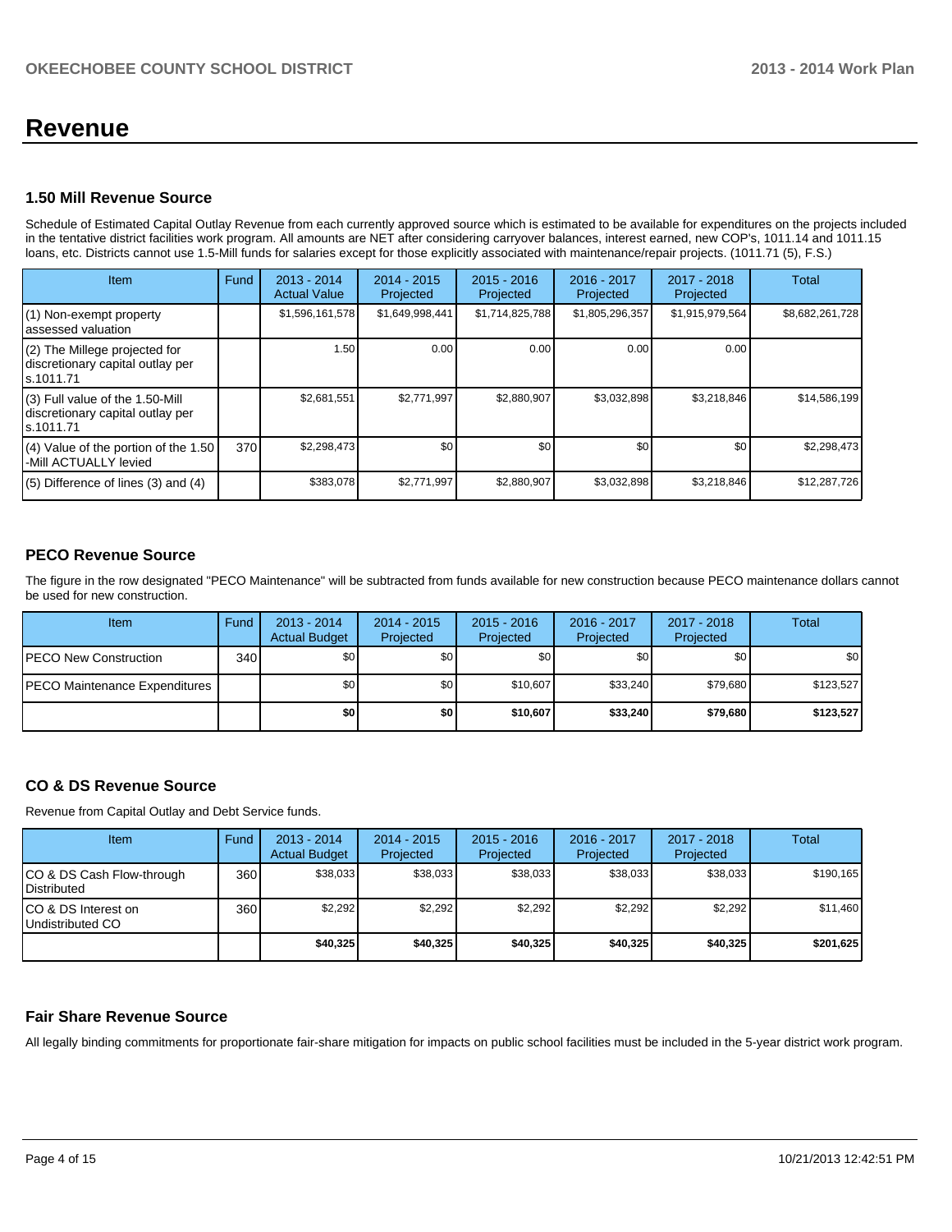# Revenue

### 1.50 Mill Revenue Source

Schedule of Estimated Capital Outlay Revenue from each currently approved source which is estimated to be available for expenditures on the projects included in the tentative district facilities work program. All amounts are NET after considering carryover balances, interest earned, new COP's, 1011.14 and 1011.15 loans, etc. Districts cannot use 1.5-Mill funds for salaries except for those explicitly associated with maintenance/repair projects. (1011.71 (5), F.S.)

| Item | Fund | 2013 - 2014 Actual Value | 2014 - 2015 Projected | 2015 - 2016 Projected | 2016 - 2017 Projected | 2017 - 2018 Projected | Total |
|---|---|---|---|---|---|---|---|
| (1) Non-exempt property assessed valuation | | $1,596,161,578 | $1,649,998,441 | $1,714,825,788 | $1,805,296,357 | $1,915,979,564 | $8,682,261,728 |
| (2) The Millege projected for discretionary capital outlay per s.1011.71 | | 1.50 | 0.00 | 0.00 | 0.00 | 0.00 | |
| (3) Full value of the 1.50-Mill discretionary capital outlay per s.1011.71 | | $2,681,551 | $2,771,997 | $2,880,907 | $3,032,898 | $3,218,846 | $14,586,199 |
| (4) Value of the portion of the 1.50 -Mill ACTUALLY levied | 370 | $2,298,473 | $0 | $0 | $0 | $0 | $2,298,473 |
| (5) Difference of lines (3) and (4) | | $383,078 | $2,771,997 | $2,880,907 | $3,032,898 | $3,218,846 | $12,287,726 |

### PECO Revenue Source

The figure in the row designated "PECO Maintenance" will be subtracted from funds available for new construction because PECO maintenance dollars cannot be used for new construction.

| Item | Fund | 2013 - 2014 Actual Budget | 2014 - 2015 Projected | 2015 - 2016 Projected | 2016 - 2017 Projected | 2017 - 2018 Projected | Total |
|---|---|---|---|---|---|---|---|
| PECO New Construction | 340 | $0 | $0 | $0 | $0 | $0 | $0 |
| PECO Maintenance Expenditures | | $0 | $0 | $10,607 | $33,240 | $79,680 | $123,527 |
| | | **$0** | **$0** | **$10,607** | **$33,240** | **$79,680** | **$123,527** |

### CO & DS Revenue Source

Revenue from Capital Outlay and Debt Service funds.

| Item | Fund | 2013 - 2014 Actual Budget | 2014 - 2015 Projected | 2015 - 2016 Projected | 2016 - 2017 Projected | 2017 - 2018 Projected | Total |
|---|---|---|---|---|---|---|---|
| CO & DS Cash Flow-through Distributed | 360 | $38,033 | $38,033 | $38,033 | $38,033 | $38,033 | $190,165 |
| CO & DS Interest on Undistributed CO | 360 | $2,292 | $2,292 | $2,292 | $2,292 | $2,292 | $11,460 |
| | | **$40,325** | **$40,325** | **$40,325** | **$40,325** | **$40,325** | **$201,625** |

### Fair Share Revenue Source

All legally binding commitments for proportionate fair-share mitigation for impacts on public school facilities must be included in the 5-year district work program.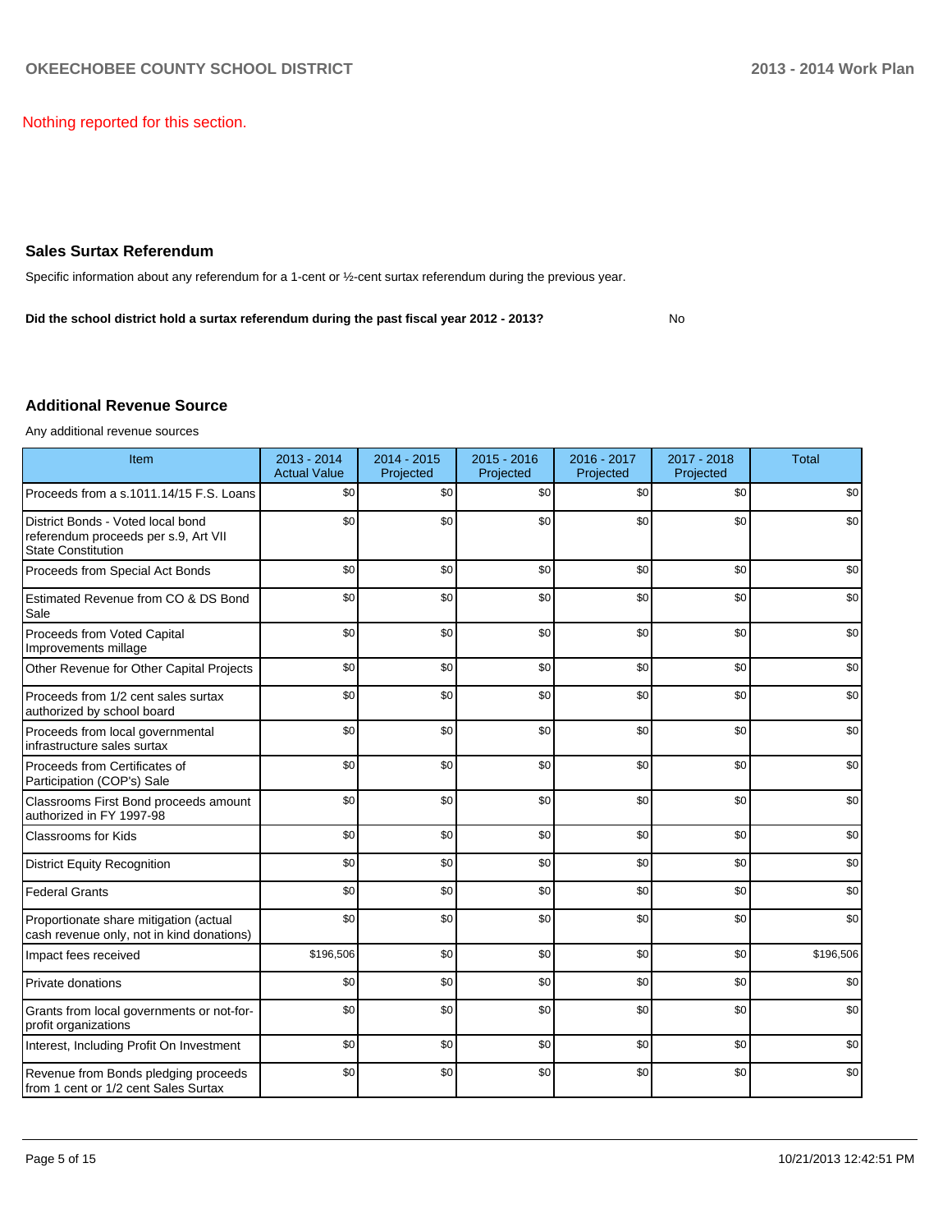Nothing reported for this section.

## Sales Surtax Referendum

Specific information about any referendum for a 1-cent or ½-cent surtax referendum during the previous year.

**Did the school district hold a surtax referendum during the past fiscal year 2012 - 2013?** No

## Additional Revenue Source

Any additional revenue sources

| Item | 2013 - 2014 Actual Value | 2014 - 2015 Projected | 2015 - 2016 Projected | 2016 - 2017 Projected | 2017 - 2018 Projected | Total |
|---|---|---|---|---|---|---|
| Proceeds from a s.1011.14/15 F.S. Loans | $0 | $0 | $0 | $0 | $0 | $0 |
| District Bonds - Voted local bond referendum proceeds per s.9, Art VII State Constitution | $0 | $0 | $0 | $0 | $0 | $0 |
| Proceeds from Special Act Bonds | $0 | $0 | $0 | $0 | $0 | $0 |
| Estimated Revenue from CO & DS Bond Sale | $0 | $0 | $0 | $0 | $0 | $0 |
| Proceeds from Voted Capital Improvements millage | $0 | $0 | $0 | $0 | $0 | $0 |
| Other Revenue for Other Capital Projects | $0 | $0 | $0 | $0 | $0 | $0 |
| Proceeds from 1/2 cent sales surtax authorized by school board | $0 | $0 | $0 | $0 | $0 | $0 |
| Proceeds from local governmental infrastructure sales surtax | $0 | $0 | $0 | $0 | $0 | $0 |
| Proceeds from Certificates of Participation (COP's) Sale | $0 | $0 | $0 | $0 | $0 | $0 |
| Classrooms First Bond proceeds amount authorized in FY 1997-98 | $0 | $0 | $0 | $0 | $0 | $0 |
| Classrooms for Kids | $0 | $0 | $0 | $0 | $0 | $0 |
| District Equity Recognition | $0 | $0 | $0 | $0 | $0 | $0 |
| Federal Grants | $0 | $0 | $0 | $0 | $0 | $0 |
| Proportionate share mitigation (actual cash revenue only, not in kind donations) | $0 | $0 | $0 | $0 | $0 | $0 |
| Impact fees received | $196,506 | $0 | $0 | $0 | $0 | $196,506 |
| Private donations | $0 | $0 | $0 | $0 | $0 | $0 |
| Grants from local governments or not-for-profit organizations | $0 | $0 | $0 | $0 | $0 | $0 |
| Interest, Including Profit On Investment | $0 | $0 | $0 | $0 | $0 | $0 |
| Revenue from Bonds pledging proceeds from 1 cent or 1/2 cent Sales Surtax | $0 | $0 | $0 | $0 | $0 | $0 |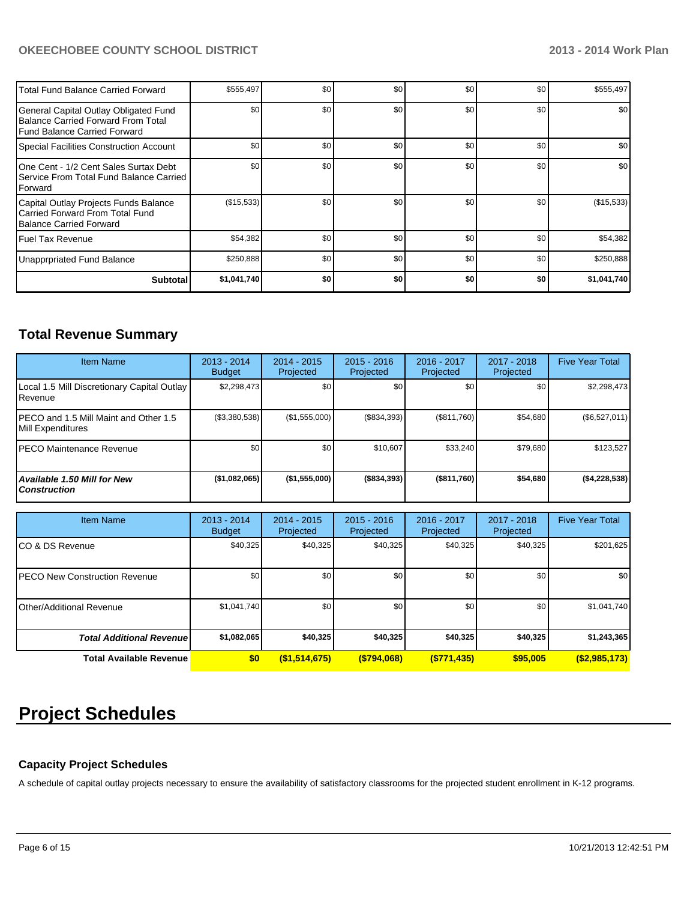| | | | | | | |
|---|---|---|---|---|---|---|
| Total Fund Balance Carried Forward | $555,497 | $0 | $0 | $0 | $0 | $555,497 |
| General Capital Outlay Obligated Fund Balance Carried Forward From Total Fund Balance Carried Forward | $0 | $0 | $0 | $0 | $0 | $0 |
| Special Facilities Construction Account | $0 | $0 | $0 | $0 | $0 | $0 |
| One Cent - 1/2 Cent Sales Surtax Debt Service From Total Fund Balance Carried Forward | $0 | $0 | $0 | $0 | $0 | $0 |
| Capital Outlay Projects Funds Balance Carried Forward From Total Fund Balance Carried Forward | ($15,533) | $0 | $0 | $0 | $0 | ($15,533) |
| Fuel Tax Revenue | $54,382 | $0 | $0 | $0 | $0 | $54,382 |
| Unapprpriated Fund Balance | $250,888 | $0 | $0 | $0 | $0 | $250,888 |
| **Subtotal** | **$1,041,740** | **$0** | **$0** | **$0** | **$0** | **$1,041,740** |

## Total Revenue Summary

| Item Name | 2013 - 2014 Budget | 2014 - 2015 Projected | 2015 - 2016 Projected | 2016 - 2017 Projected | 2017 - 2018 Projected | Five Year Total |
|---|---|---|---|---|---|---|
| Local 1.5 Mill Discretionary Capital Outlay Revenue | $2,298,473 | $0 | $0 | $0 | $0 | $2,298,473 |
| PECO and 1.5 Mill Maint and Other 1.5 Mill Expenditures | ($3,380,538) | ($1,555,000) | ($834,393) | ($811,760) | $54,680 | ($6,527,011) |
| PECO Maintenance Revenue | $0 | $0 | $10,607 | $33,240 | $79,680 | $123,527 |
| ***Available 1.50 Mill for New Construction*** | **($1,082,065)** | **($1,555,000)** | **($834,393)** | **($811,760)** | **$54,680** | **($4,228,538)** |

| Item Name | 2013 - 2014 Budget | 2014 - 2015 Projected | 2015 - 2016 Projected | 2016 - 2017 Projected | 2017 - 2018 Projected | Five Year Total |
|---|---|---|---|---|---|---|
| CO & DS Revenue | $40,325 | $40,325 | $40,325 | $40,325 | $40,325 | $201,625 |
| PECO New Construction Revenue | $0 | $0 | $0 | $0 | $0 | $0 |
| Other/Additional Revenue | $1,041,740 | $0 | $0 | $0 | $0 | $1,041,740 |
| ***Total Additional Revenue*** | **$1,082,065** | **$40,325** | **$40,325** | **$40,325** | **$40,325** | **$1,243,365** |
| **Total Available Revenue** | **$0** | **($1,514,675)** | **($794,068)** | **($771,435)** | **$95,005** | **($2,985,173)** |

# Project Schedules

### Capacity Project Schedules

A schedule of capital outlay projects necessary to ensure the availability of satisfactory classrooms for the projected student enrollment in K-12 programs.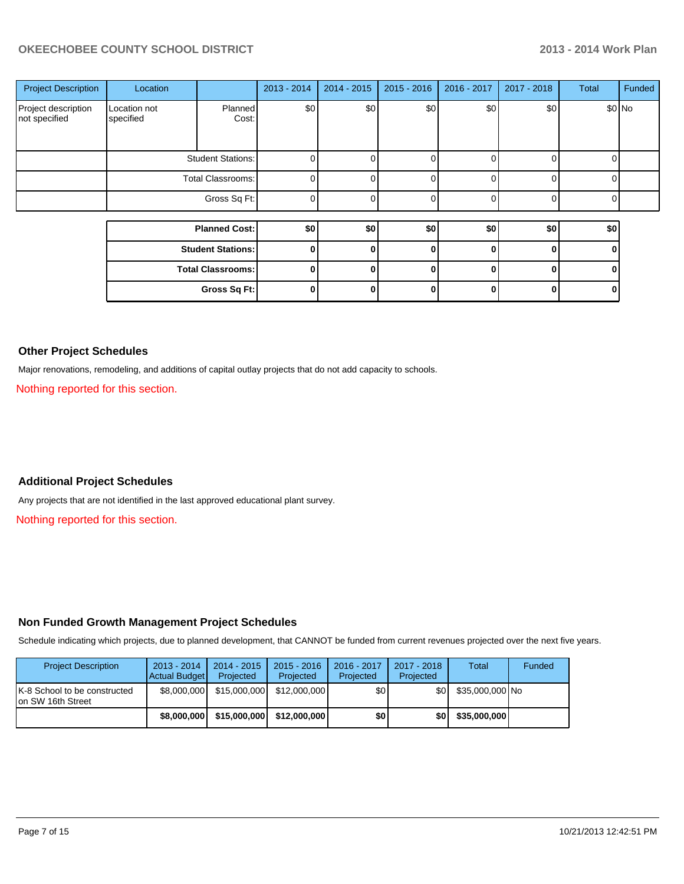| Project Description | Location | | 2013 - 2014 | 2014 - 2015 | 2015 - 2016 | 2016 - 2017 | 2017 - 2018 | Total | Funded |
|---|---|---|---|---|---|---|---|---|---|
| Project description not specified | Location not specified | Planned Cost: | $0 | $0 | $0 | $0 | $0 | $0 | No |
| | | Student Stations: | 0 | 0 | 0 | 0 | 0 | 0 | |
| | | Total Classrooms: | 0 | 0 | 0 | 0 | 0 | 0 | |
| | | Gross Sq Ft: | 0 | 0 | 0 | 0 | 0 | 0 | |

| | 2013 - 2014 | 2014 - 2015 | 2015 - 2016 | 2016 - 2017 | 2017 - 2018 | Total |
|---|---|---|---|---|---|---|
| **Planned Cost:** | **$0** | **$0** | **$0** | **$0** | **$0** | **$0** |
| **Student Stations:** | **0** | **0** | **0** | **0** | **0** | **0** |
| **Total Classrooms:** | **0** | **0** | **0** | **0** | **0** | **0** |
| **Gross Sq Ft:** | **0** | **0** | **0** | **0** | **0** | **0** |

## Other Project Schedules

Major renovations, remodeling, and additions of capital outlay projects that do not add capacity to schools.

Nothing reported for this section.

## Additional Project Schedules

Any projects that are not identified in the last approved educational plant survey.

Nothing reported for this section.

## Non Funded Growth Management Project Schedules

Schedule indicating which projects, due to planned development, that CANNOT be funded from current revenues projected over the next five years.

| Project Description | 2013 - 2014 Actual Budget | 2014 - 2015 Projected | 2015 - 2016 Projected | 2016 - 2017 Projected | 2017 - 2018 Projected | Total | Funded |
|---|---|---|---|---|---|---|---|
| K-8 School to be constructed on SW 16th Street | $8,000,000 | $15,000,000 | $12,000,000 | $0 | $0 | $35,000,000 | No |
| | **$8,000,000** | **$15,000,000** | **$12,000,000** | **$0** | **$0** | **$35,000,000** | |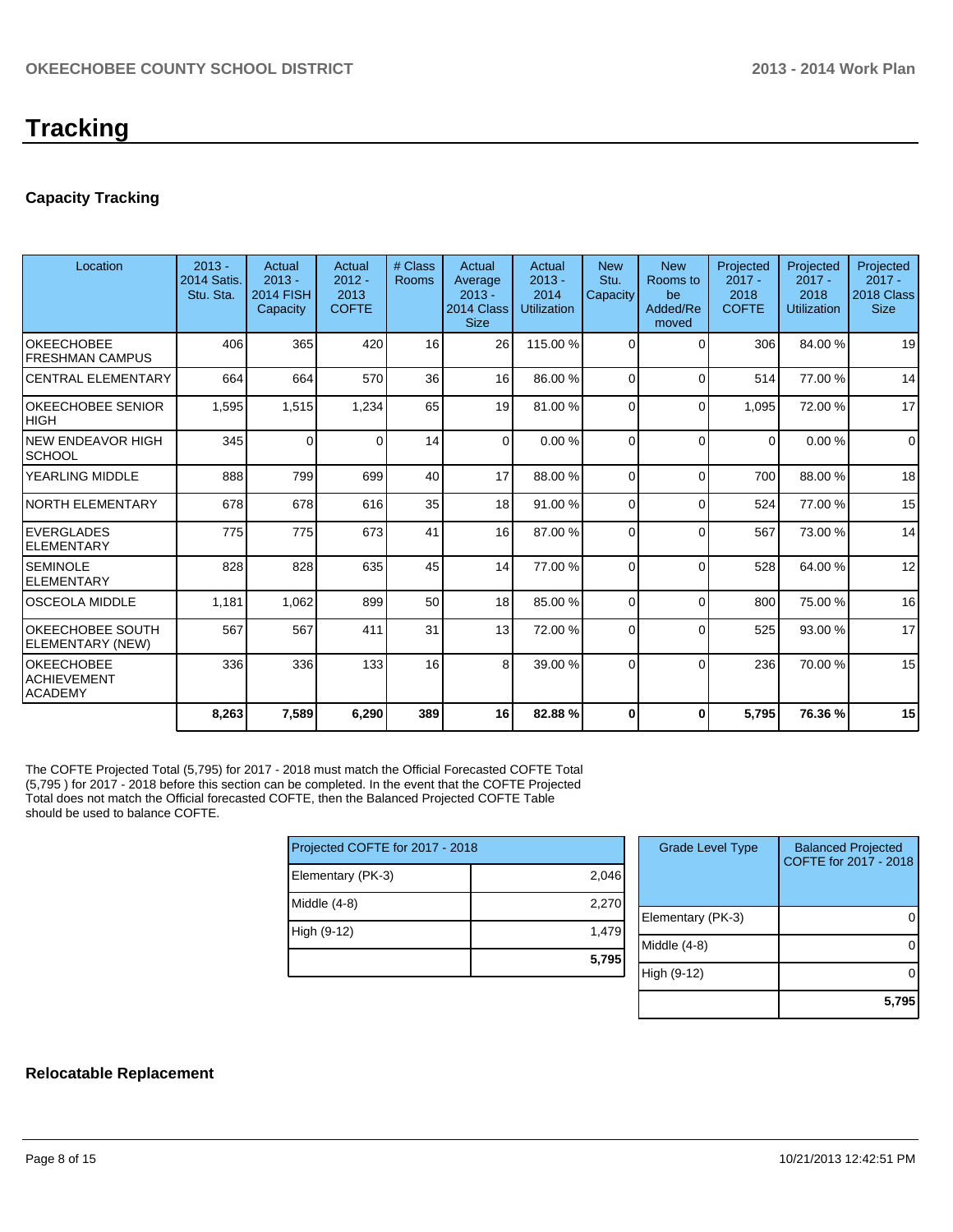# Tracking

### Capacity Tracking

| Location | 2013 - 2014 Satis. Stu. Sta. | Actual 2013 - 2014 FISH Capacity | Actual 2012 - 2013 COFTE | # Class Rooms | Actual Average 2013 - 2014 Class Size | Actual 2013 - 2014 Utilization | New Stu. Capacity | New Rooms to be Added/Removed | Projected 2017 - 2018 COFTE | Projected 2017 - 2018 Utilization | Projected 2017 - 2018 Class Size |
|---|---|---|---|---|---|---|---|---|---|---|---|
| OKEECHOBEE FRESHMAN CAMPUS | 406 | 365 | 420 | 16 | 26 | 115.00 % | 0 | 0 | 306 | 84.00 % | 19 |
| CENTRAL ELEMENTARY | 664 | 664 | 570 | 36 | 16 | 86.00 % | 0 | 0 | 514 | 77.00 % | 14 |
| OKEECHOBEE SENIOR HIGH | 1,595 | 1,515 | 1,234 | 65 | 19 | 81.00 % | 0 | 0 | 1,095 | 72.00 % | 17 |
| NEW ENDEAVOR HIGH SCHOOL | 345 | 0 | 0 | 14 | 0 | 0.00 % | 0 | 0 | 0 | 0.00 % | 0 |
| YEARLING MIDDLE | 888 | 799 | 699 | 40 | 17 | 88.00 % | 0 | 0 | 700 | 88.00 % | 18 |
| NORTH ELEMENTARY | 678 | 678 | 616 | 35 | 18 | 91.00 % | 0 | 0 | 524 | 77.00 % | 15 |
| EVERGLADES ELEMENTARY | 775 | 775 | 673 | 41 | 16 | 87.00 % | 0 | 0 | 567 | 73.00 % | 14 |
| SEMINOLE ELEMENTARY | 828 | 828 | 635 | 45 | 14 | 77.00 % | 0 | 0 | 528 | 64.00 % | 12 |
| OSCEOLA MIDDLE | 1,181 | 1,062 | 899 | 50 | 18 | 85.00 % | 0 | 0 | 800 | 75.00 % | 16 |
| OKEECHOBEE SOUTH ELEMENTARY (NEW) | 567 | 567 | 411 | 31 | 13 | 72.00 % | 0 | 0 | 525 | 93.00 % | 17 |
| OKEECHOBEE ACHIEVEMENT ACADEMY | 336 | 336 | 133 | 16 | 8 | 39.00 % | 0 | 0 | 236 | 70.00 % | 15 |
| | **8,263** | **7,589** | **6,290** | **389** | **16** | **82.88 %** | **0** | **0** | **5,795** | **76.36 %** | **15** |

The COFTE Projected Total (5,795) for 2017 - 2018 must match the Official Forecasted COFTE Total (5,795 ) for 2017 - 2018 before this section can be completed. In the event that the COFTE Projected Total does not match the Official forecasted COFTE, then the Balanced Projected COFTE Table should be used to balance COFTE.

| Projected COFTE for 2017 - 2018 | |
|---|---|
| Elementary (PK-3) | 2,046 |
| Middle (4-8) | 2,270 |
| High (9-12) | 1,479 |
| | **5,795** |

| Grade Level Type | Balanced Projected COFTE for 2017 - 2018 |
|---|---|
| Elementary (PK-3) | 0 |
| Middle (4-8) | 0 |
| High (9-12) | 0 |
| | **5,795** |

### Relocatable Replacement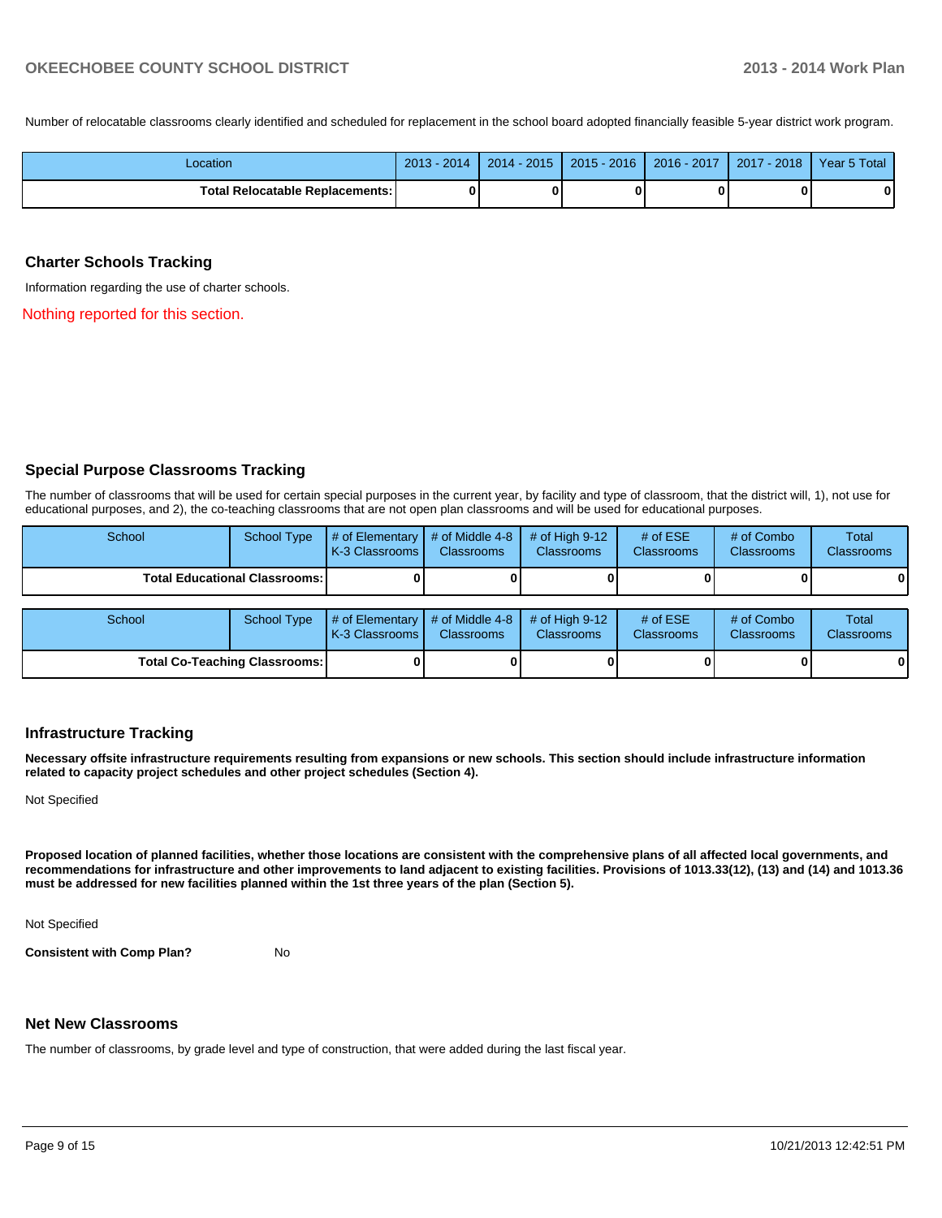Number of relocatable classrooms clearly identified and scheduled for replacement in the school board adopted financially feasible 5-year district work program.

| Location | 2013 - 2014 | 2014 - 2015 | 2015 - 2016 | 2016 - 2017 | 2017 - 2018 | Year 5 Total |
|---|---|---|---|---|---|---|
| **Total Relocatable Replacements:** | **0** | **0** | **0** | **0** | **0** | **0** |

## Charter Schools Tracking

Information regarding the use of charter schools.

Nothing reported for this section.

## Special Purpose Classrooms Tracking

The number of classrooms that will be used for certain special purposes in the current year, by facility and type of classroom, that the district will, 1), not use for educational purposes, and 2), the co-teaching classrooms that are not open plan classrooms and will be used for educational purposes.

| School | School Type | # of Elementary K-3 Classrooms | # of Middle 4-8 Classrooms | # of High 9-12 Classrooms | # of ESE Classrooms | # of Combo Classrooms | Total Classrooms |
|---|---|---|---|---|---|---|---|
| **Total Educational Classrooms:** | | **0** | **0** | **0** | **0** | **0** | **0** |

| School | School Type | # of Elementary K-3 Classrooms | # of Middle 4-8 Classrooms | # of High 9-12 Classrooms | # of ESE Classrooms | # of Combo Classrooms | Total Classrooms |
|---|---|---|---|---|---|---|---|
| **Total Co-Teaching Classrooms:** | | **0** | **0** | **0** | **0** | **0** | **0** |

## Infrastructure Tracking

**Necessary offsite infrastructure requirements resulting from expansions or new schools. This section should include infrastructure information related to capacity project schedules and other project schedules (Section 4).**

Not Specified

**Proposed location of planned facilities, whether those locations are consistent with the comprehensive plans of all affected local governments, and recommendations for infrastructure and other improvements to land adjacent to existing facilities. Provisions of 1013.33(12), (13) and (14) and 1013.36 must be addressed for new facilities planned within the 1st three years of the plan (Section 5).**

Not Specified

**Consistent with Comp Plan?** No

## Net New Classrooms

The number of classrooms, by grade level and type of construction, that were added during the last fiscal year.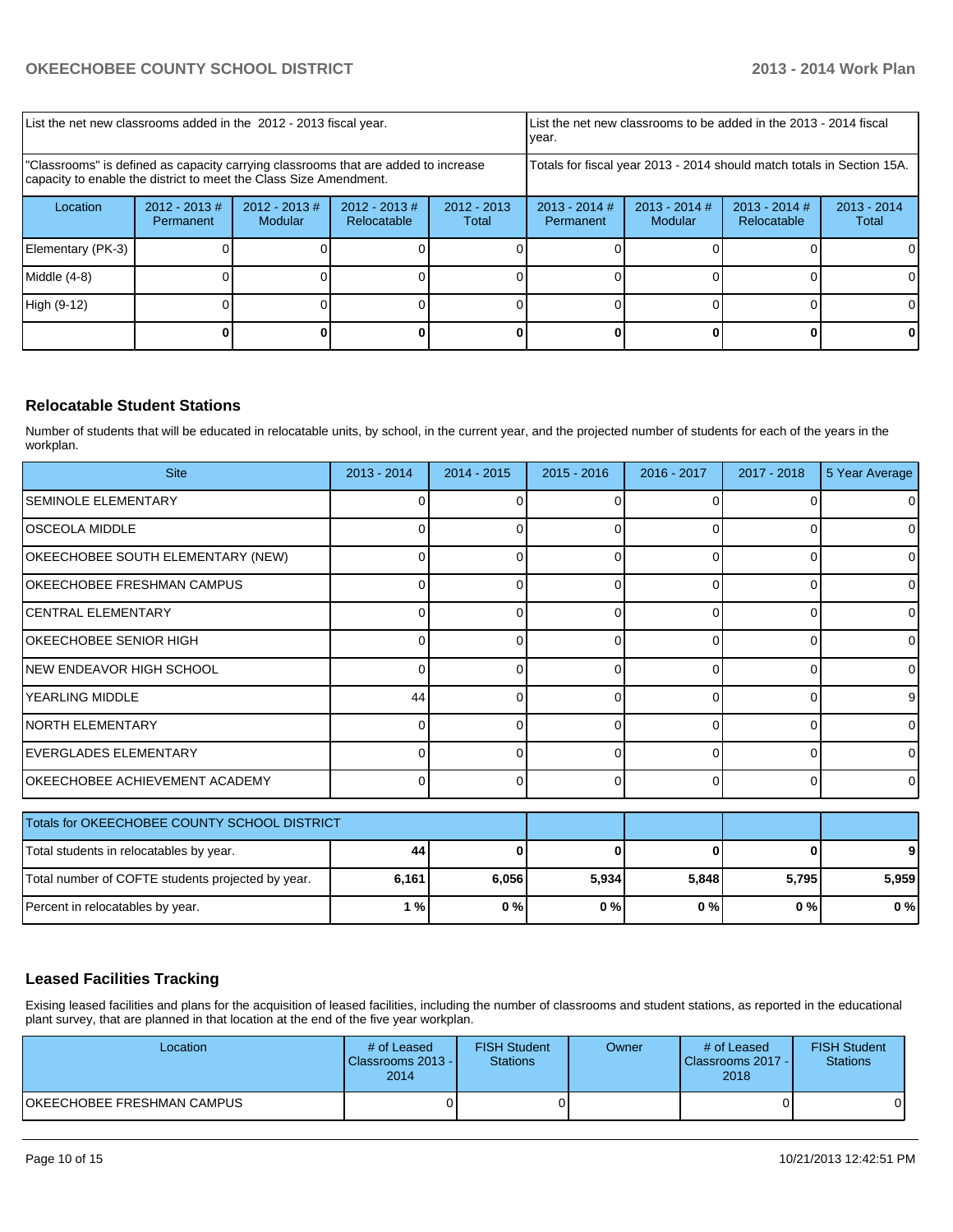| List the net new classrooms added in the 2012 - 2013 fiscal year. | | | | List the net new classrooms to be added in the 2013 - 2014 fiscal year. | | | |
|---|---|---|---|---|---|---|---|
| "Classrooms" is defined as capacity carrying classrooms that are added to increase capacity to enable the district to meet the Class Size Amendment. | | | | Totals for fiscal year 2013 - 2014 should match totals in Section 15A. | | | |
| Location | 2012 - 2013 # Permanent | 2012 - 2013 # Modular | 2012 - 2013 # Relocatable | 2012 - 2013 Total | 2013 - 2014 # Permanent | 2013 - 2014 # Modular | 2013 - 2014 # Relocatable | 2013 - 2014 Total |
| Elementary (PK-3) | 0 | 0 | 0 | 0 | 0 | 0 | 0 | 0 |
| Middle (4-8) | 0 | 0 | 0 | 0 | 0 | 0 | 0 | 0 |
| High (9-12) | 0 | 0 | 0 | 0 | 0 | 0 | 0 | 0 |
| | **0** | **0** | **0** | **0** | **0** | **0** | **0** | **0** |

## Relocatable Student Stations

Number of students that will be educated in relocatable units, by school, in the current year, and the projected number of students for each of the years in the workplan.

| Site | 2013 - 2014 | 2014 - 2015 | 2015 - 2016 | 2016 - 2017 | 2017 - 2018 | 5 Year Average |
|---|---|---|---|---|---|---|
| SEMINOLE ELEMENTARY | 0 | 0 | 0 | 0 | 0 | 0 |
| OSCEOLA MIDDLE | 0 | 0 | 0 | 0 | 0 | 0 |
| OKEECHOBEE SOUTH ELEMENTARY (NEW) | 0 | 0 | 0 | 0 | 0 | 0 |
| OKEECHOBEE FRESHMAN CAMPUS | 0 | 0 | 0 | 0 | 0 | 0 |
| CENTRAL ELEMENTARY | 0 | 0 | 0 | 0 | 0 | 0 |
| OKEECHOBEE SENIOR HIGH | 0 | 0 | 0 | 0 | 0 | 0 |
| NEW ENDEAVOR HIGH SCHOOL | 0 | 0 | 0 | 0 | 0 | 0 |
| YEARLING MIDDLE | 44 | 0 | 0 | 0 | 0 | 9 |
| NORTH ELEMENTARY | 0 | 0 | 0 | 0 | 0 | 0 |
| EVERGLADES ELEMENTARY | 0 | 0 | 0 | 0 | 0 | 0 |
| OKEECHOBEE ACHIEVEMENT ACADEMY | 0 | 0 | 0 | 0 | 0 | 0 |

| Totals for OKEECHOBEE COUNTY SCHOOL DISTRICT | | | | | | |
|---|---|---|---|---|---|---|
| Total students in relocatables by year. | **44** | **0** | **0** | **0** | **0** | **9** |
| Total number of COFTE students projected by year. | **6,161** | **6,056** | **5,934** | **5,848** | **5,795** | **5,959** |
| Percent in relocatables by year. | **1 %** | **0 %** | **0 %** | **0 %** | **0 %** | **0 %** |

## Leased Facilities Tracking

Exising leased facilities and plans for the acquisition of leased facilities, including the number of classrooms and student stations, as reported in the educational plant survey, that are planned in that location at the end of the five year workplan.

| Location | # of Leased Classrooms 2013 - 2014 | FISH Student Stations | Owner | # of Leased Classrooms 2017 - 2018 | FISH Student Stations |
|---|---|---|---|---|---|
| OKEECHOBEE FRESHMAN CAMPUS | 0 | 0 | | 0 | 0 |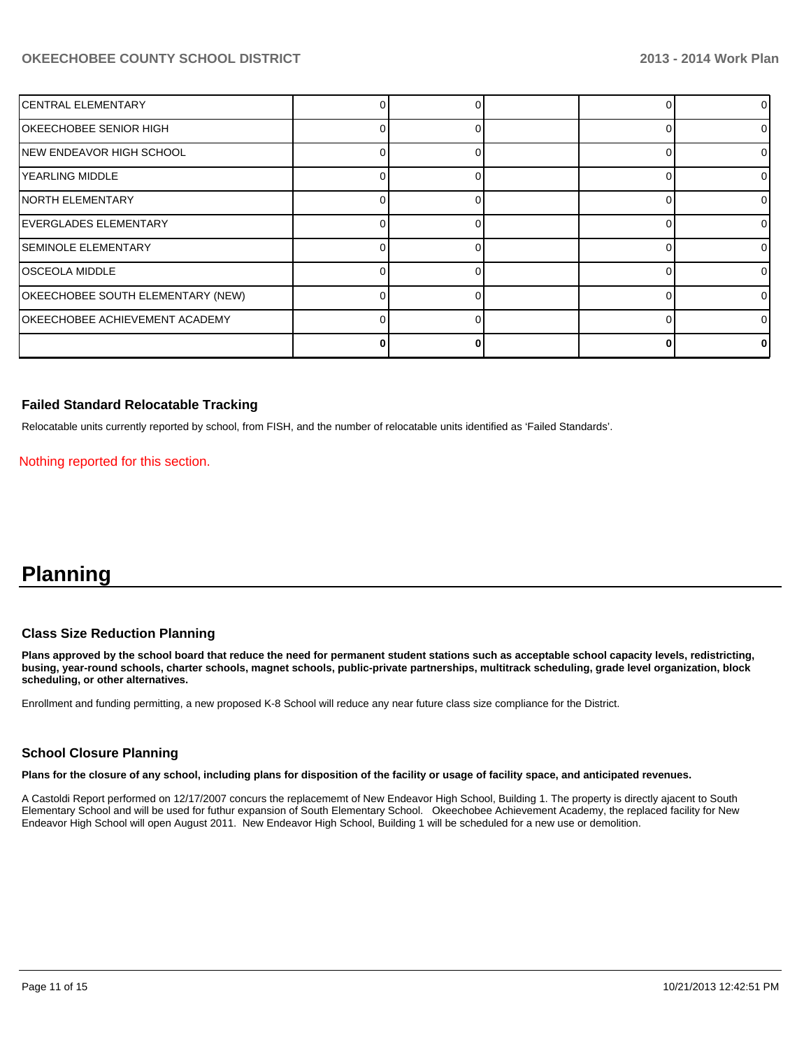| | | | | | |
|---|---|---|---|---|---|
| CENTRAL ELEMENTARY | 0 | 0 | | 0 | 0 |
| OKEECHOBEE SENIOR HIGH | 0 | 0 | | 0 | 0 |
| NEW ENDEAVOR HIGH SCHOOL | 0 | 0 | | 0 | 0 |
| YEARLING MIDDLE | 0 | 0 | | 0 | 0 |
| NORTH ELEMENTARY | 0 | 0 | | 0 | 0 |
| EVERGLADES ELEMENTARY | 0 | 0 | | 0 | 0 |
| SEMINOLE ELEMENTARY | 0 | 0 | | 0 | 0 |
| OSCEOLA MIDDLE | 0 | 0 | | 0 | 0 |
| OKEECHOBEE SOUTH ELEMENTARY (NEW) | 0 | 0 | | 0 | 0 |
| OKEECHOBEE ACHIEVEMENT ACADEMY | 0 | 0 | | 0 | 0 |
| | **0** | **0** | | **0** | **0** |

### Failed Standard Relocatable Tracking

Relocatable units currently reported by school, from FISH, and the number of relocatable units identified as 'Failed Standards'.

Nothing reported for this section.

# Planning

### Class Size Reduction Planning

**Plans approved by the school board that reduce the need for permanent student stations such as acceptable school capacity levels, redistricting, busing, year-round schools, charter schools, magnet schools, public-private partnerships, multitrack scheduling, grade level organization, block scheduling, or other alternatives.**

Enrollment and funding permitting, a new proposed K-8 School will reduce any near future class size compliance for the District.

### School Closure Planning

**Plans for the closure of any school, including plans for disposition of the facility or usage of facility space, and anticipated revenues.**

A Castoldi Report performed on 12/17/2007 concurs the replacememt of New Endeavor High School, Building 1. The property is directly ajacent to South Elementary School and will be used for futhur expansion of South Elementary School. Okeechobee Achievement Academy, the replaced facility for New Endeavor High School will open August 2011. New Endeavor High School, Building 1 will be scheduled for a new use or demolition.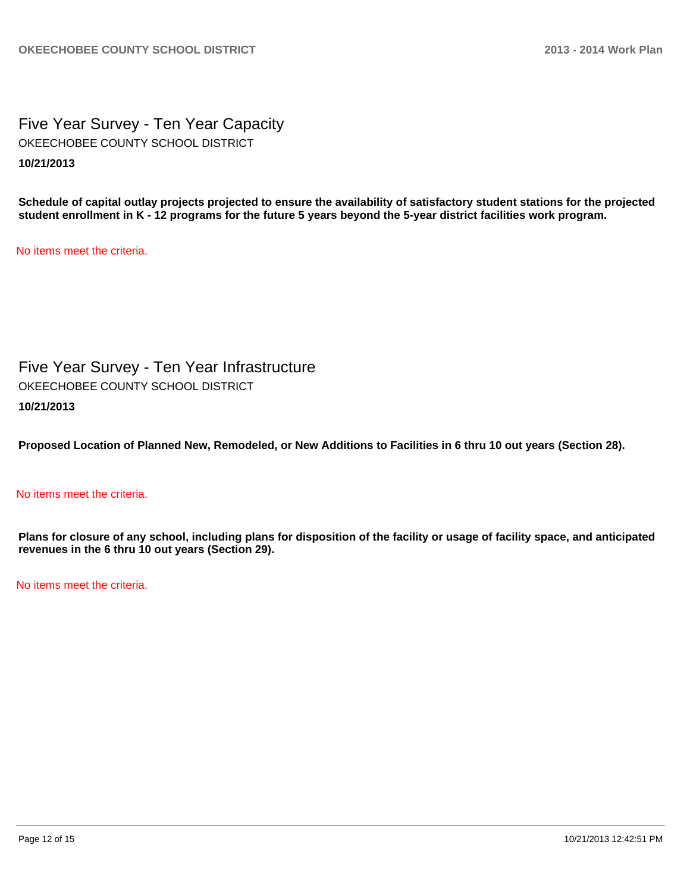## Five Year Survey - Ten Year Capacity

OKEECHOBEE COUNTY SCHOOL DISTRICT

**10/21/2013**

**Schedule of capital outlay projects projected to ensure the availability of satisfactory student stations for the projected student enrollment in K - 12 programs for the future 5 years beyond the 5-year district facilities work program.**

No items meet the criteria.

## Five Year Survey - Ten Year Infrastructure

OKEECHOBEE COUNTY SCHOOL DISTRICT

**10/21/2013**

**Proposed Location of Planned New, Remodeled, or New Additions to Facilities in 6 thru 10 out years (Section 28).**

No items meet the criteria.

**Plans for closure of any school, including plans for disposition of the facility or usage of facility space, and anticipated revenues in the 6 thru 10 out years (Section 29).**

No items meet the criteria.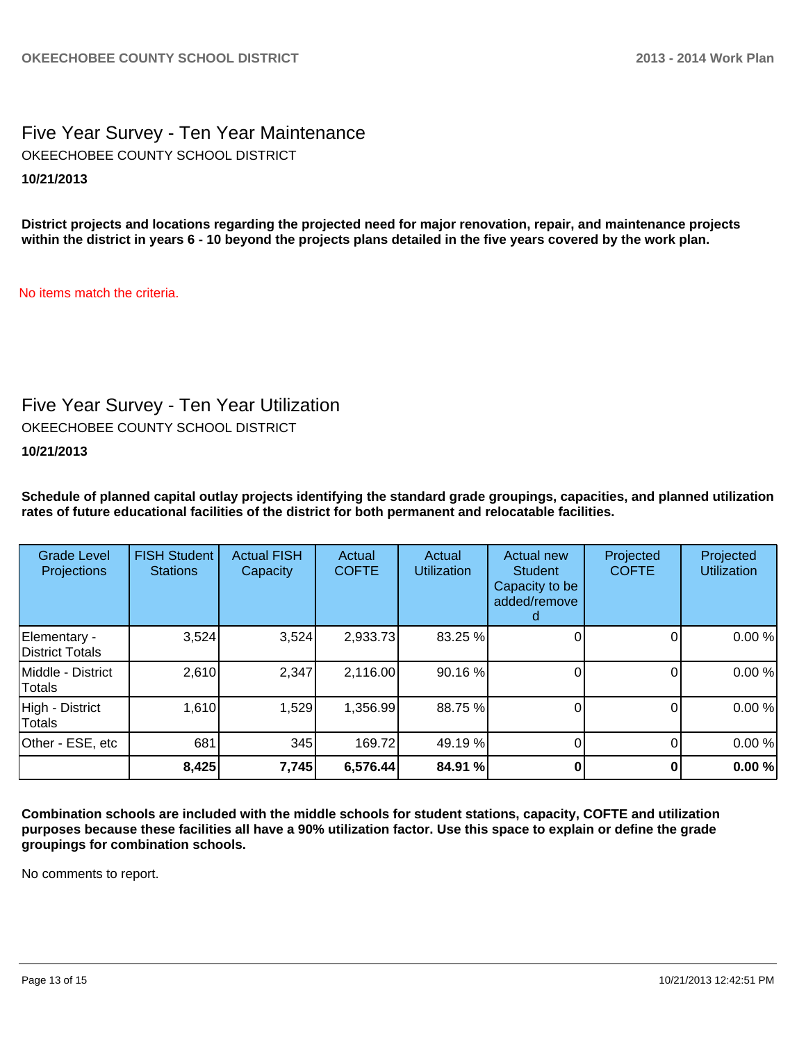## Five Year Survey - Ten Year Maintenance

OKEECHOBEE COUNTY SCHOOL DISTRICT

**10/21/2013**

**District projects and locations regarding the projected need for major renovation, repair, and maintenance projects within the district in years 6 - 10 beyond the projects plans detailed in the five years covered by the work plan.**

No items match the criteria.

## Five Year Survey - Ten Year Utilization

OKEECHOBEE COUNTY SCHOOL DISTRICT

**10/21/2013**

**Schedule of planned capital outlay projects identifying the standard grade groupings, capacities, and planned utilization rates of future educational facilities of the district for both permanent and relocatable facilities.**

| Grade Level Projections | FISH Student Stations | Actual FISH Capacity | Actual COFTE | Actual Utilization | Actual new Student Capacity to be added/removed | Projected COFTE | Projected Utilization |
|---|---|---|---|---|---|---|---|
| Elementary - District Totals | 3,524 | 3,524 | 2,933.73 | 83.25 % | 0 | 0 | 0.00 % |
| Middle - District Totals | 2,610 | 2,347 | 2,116.00 | 90.16 % | 0 | 0 | 0.00 % |
| High - District Totals | 1,610 | 1,529 | 1,356.99 | 88.75 % | 0 | 0 | 0.00 % |
| Other - ESE, etc | 681 | 345 | 169.72 | 49.19 % | 0 | 0 | 0.00 % |
| | **8,425** | **7,745** | **6,576.44** | **84.91 %** | **0** | **0** | **0.00 %** |

**Combination schools are included with the middle schools for student stations, capacity, COFTE and utilization purposes because these facilities all have a 90% utilization factor. Use this space to explain or define the grade groupings for combination schools.**

No comments to report.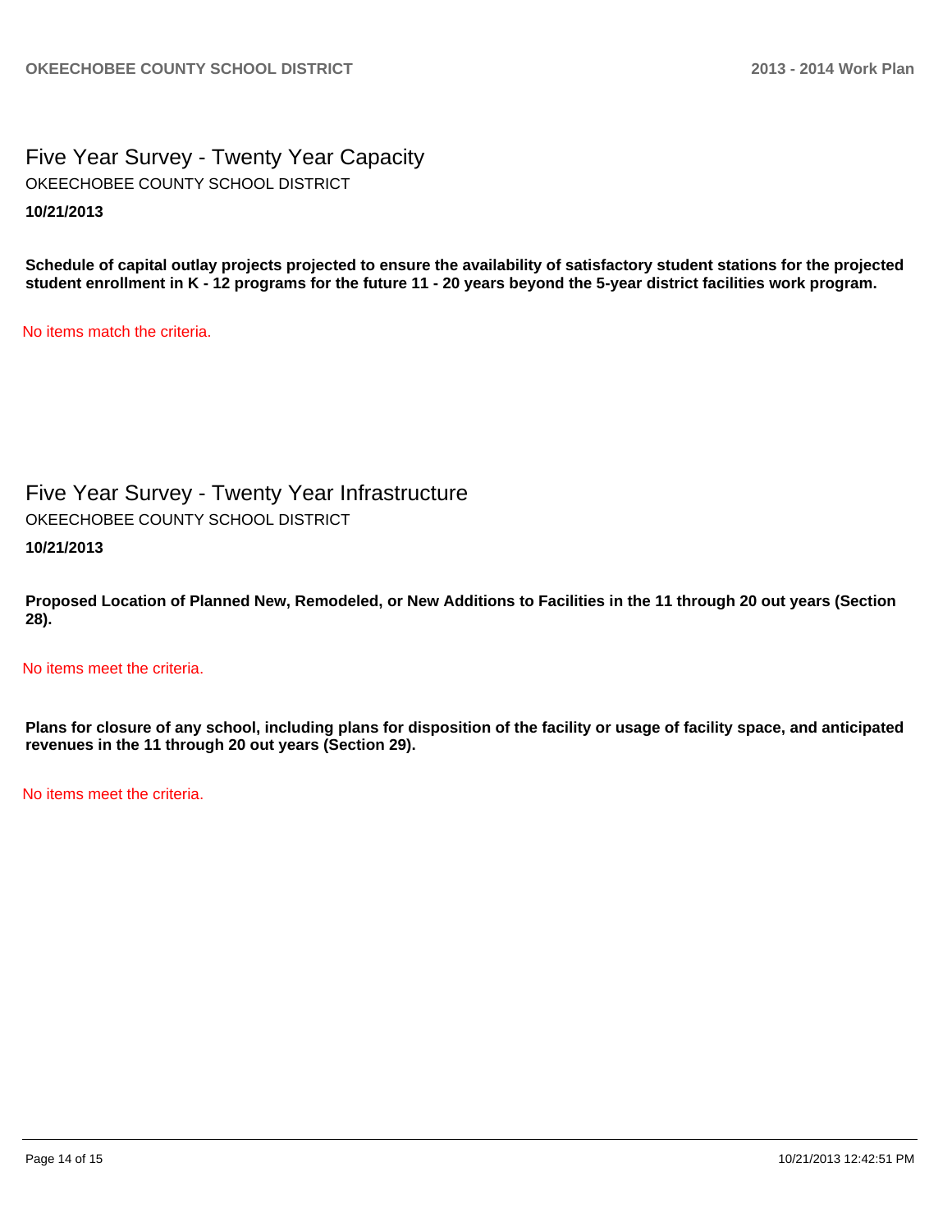# Five Year Survey - Twenty Year Capacity

OKEECHOBEE COUNTY SCHOOL DISTRICT

**10/21/2013**

**Schedule of capital outlay projects projected to ensure the availability of satisfactory student stations for the projected student enrollment in K - 12 programs for the future 11 - 20 years beyond the 5-year district facilities work program.**

No items match the criteria.

# Five Year Survey - Twenty Year Infrastructure

OKEECHOBEE COUNTY SCHOOL DISTRICT

**10/21/2013**

**Proposed Location of Planned New, Remodeled, or New Additions to Facilities in the 11 through 20 out years (Section 28).**

No items meet the criteria.

**Plans for closure of any school, including plans for disposition of the facility or usage of facility space, and anticipated revenues in the 11 through 20 out years (Section 29).**

No items meet the criteria.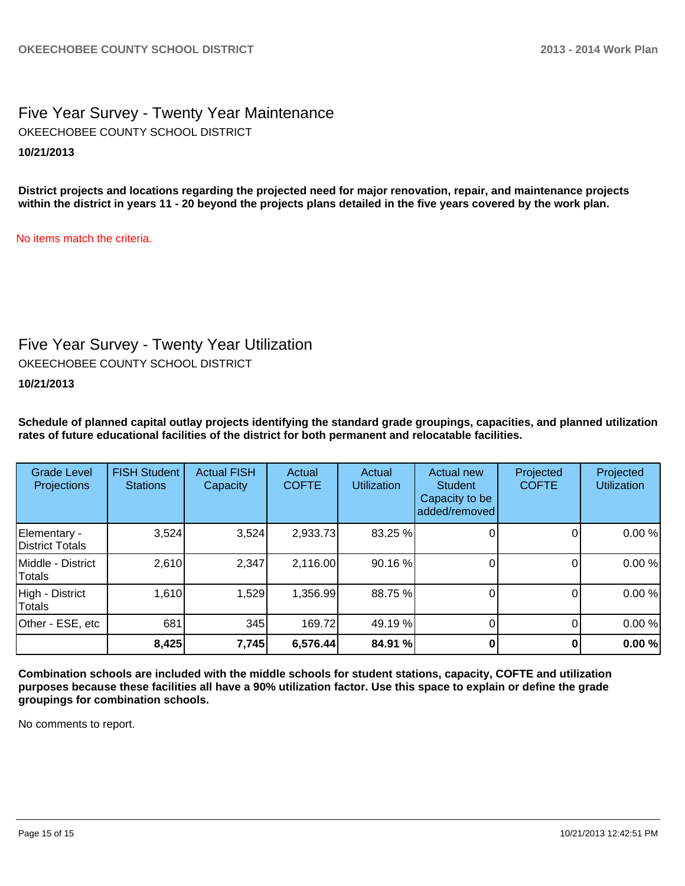# Five Year Survey - Twenty Year Maintenance

OKEECHOBEE COUNTY SCHOOL DISTRICT

**10/21/2013**

**District projects and locations regarding the projected need for major renovation, repair, and maintenance projects within the district in years 11 - 20 beyond the projects plans detailed in the five years covered by the work plan.**

No items match the criteria.

# Five Year Survey - Twenty Year Utilization

OKEECHOBEE COUNTY SCHOOL DISTRICT

**10/21/2013**

**Schedule of planned capital outlay projects identifying the standard grade groupings, capacities, and planned utilization rates of future educational facilities of the district for both permanent and relocatable facilities.**

| Grade Level Projections | FISH Student Stations | Actual FISH Capacity | Actual COFTE | Actual Utilization | Actual new Student Capacity to be added/removed | Projected COFTE | Projected Utilization |
|---|---|---|---|---|---|---|---|
| Elementary - District Totals | 3,524 | 3,524 | 2,933.73 | 83.25 % | 0 | 0 | 0.00 % |
| Middle - District Totals | 2,610 | 2,347 | 2,116.00 | 90.16 % | 0 | 0 | 0.00 % |
| High - District Totals | 1,610 | 1,529 | 1,356.99 | 88.75 % | 0 | 0 | 0.00 % |
| Other - ESE, etc | 681 | 345 | 169.72 | 49.19 % | 0 | 0 | 0.00 % |
| | **8,425** | **7,745** | **6,576.44** | **84.91 %** | **0** | **0** | **0.00 %** |

**Combination schools are included with the middle schools for student stations, capacity, COFTE and utilization purposes because these facilities all have a 90% utilization factor. Use this space to explain or define the grade groupings for combination schools.**

No comments to report.